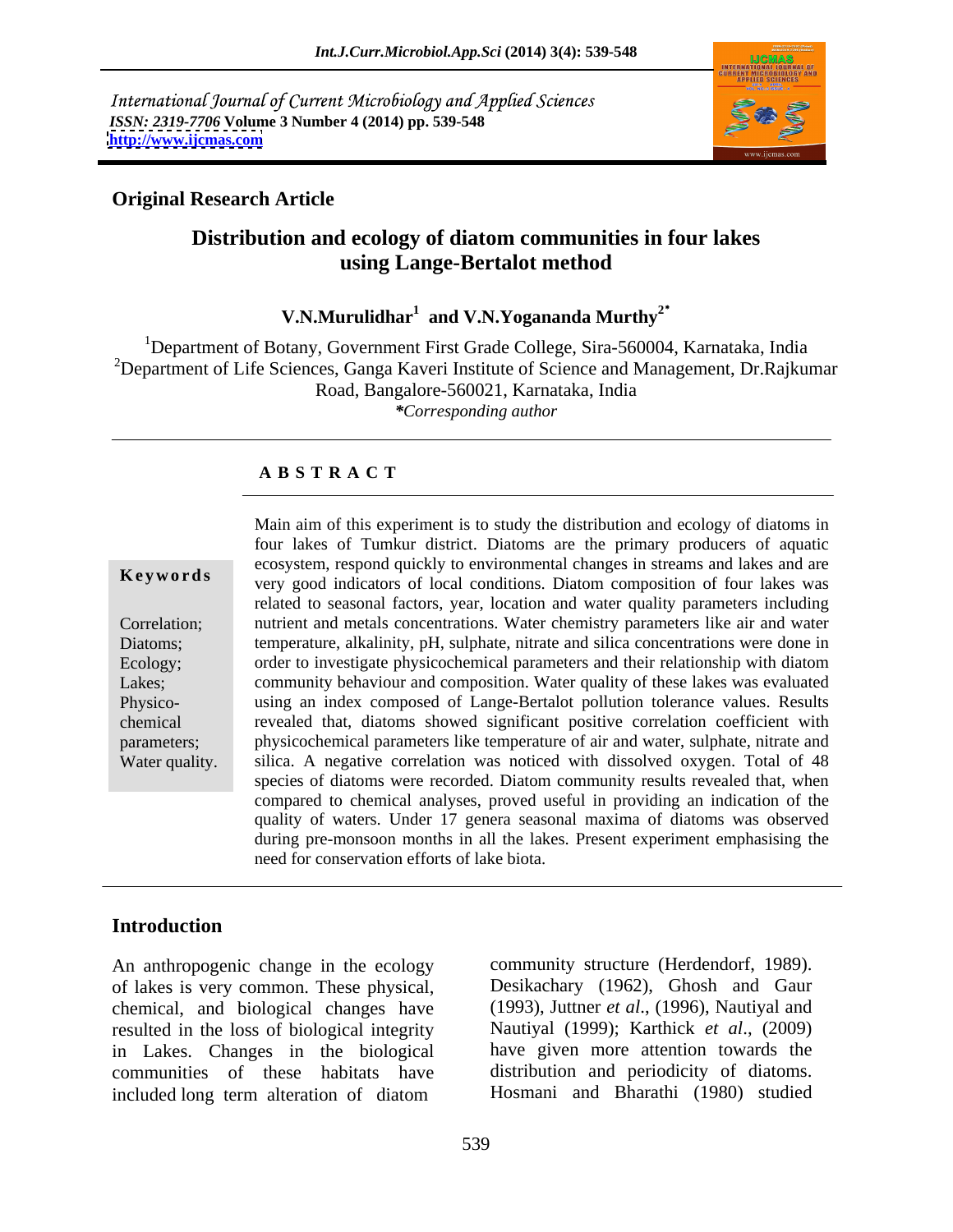International Journal of Current Microbiology and Applied Sciences
*ISSN: 2319-7706* **Volume 3 Number 4 (2014) pp. 539-548**
**http://www.ijcmas.com**

**Original Research Article**

# Distribution and ecology of diatom communities in four lakes using Lange-Bertalot method

**V.N.Murulidhar[1] and V.N.Yogananda Murthy[2*]**

[1]Department of Botany, Government First Grade College, Sira-560004, Karnataka, India
[2]Department of Life Sciences, Ganga Kaveri Institute of Science and Management, Dr.Rajkumar Road, Bangalore-560021, Karnataka, India
**\*Corresponding author*

## A B S T R A C T

**Keywords**

Correlation; Diatoms; Ecology; Lakes; Physico-chemical parameters; Water quality.

Main aim of this experiment is to study the distribution and ecology of diatoms in four lakes of Tumkur district. Diatoms are the primary producers of aquatic ecosystem, respond quickly to environmental changes in streams and lakes and are very good indicators of local conditions. Diatom composition of four lakes was related to seasonal factors, year, location and water quality parameters including nutrient and metals concentrations. Water chemistry parameters like air and water temperature, alkalinity, pH, sulphate, nitrate and silica concentrations were done in order to investigate physicochemical parameters and their relationship with diatom community behaviour and composition. Water quality of these lakes was evaluated using an index composed of Lange-Bertalot pollution tolerance values. Results revealed that, diatoms showed significant positive correlation coefficient with physicochemical parameters like temperature of air and water, sulphate, nitrate and silica. A negative correlation was noticed with dissolved oxygen. Total of 48 species of diatoms were recorded. Diatom community results revealed that, when compared to chemical analyses, proved useful in providing an indication of the quality of waters. Under 17 genera seasonal maxima of diatoms was observed during pre-monsoon months in all the lakes. Present experiment emphasising the need for conservation efforts of lake biota.

## Introduction

An anthropogenic change in the ecology of lakes is very common. These physical, chemical, and biological changes have resulted in the loss of biological integrity in Lakes. Changes in the biological communities of these habitats have included long term alteration of diatom community structure (Herdendorf, 1989). Desikachary (1962), Ghosh and Gaur (1993), Juttner *et al*., (1996), Nautiyal and Nautiyal (1999); Karthick *et al*., (2009) have given more attention towards the distribution and periodicity of diatoms. Hosmani and Bharathi (1980) studied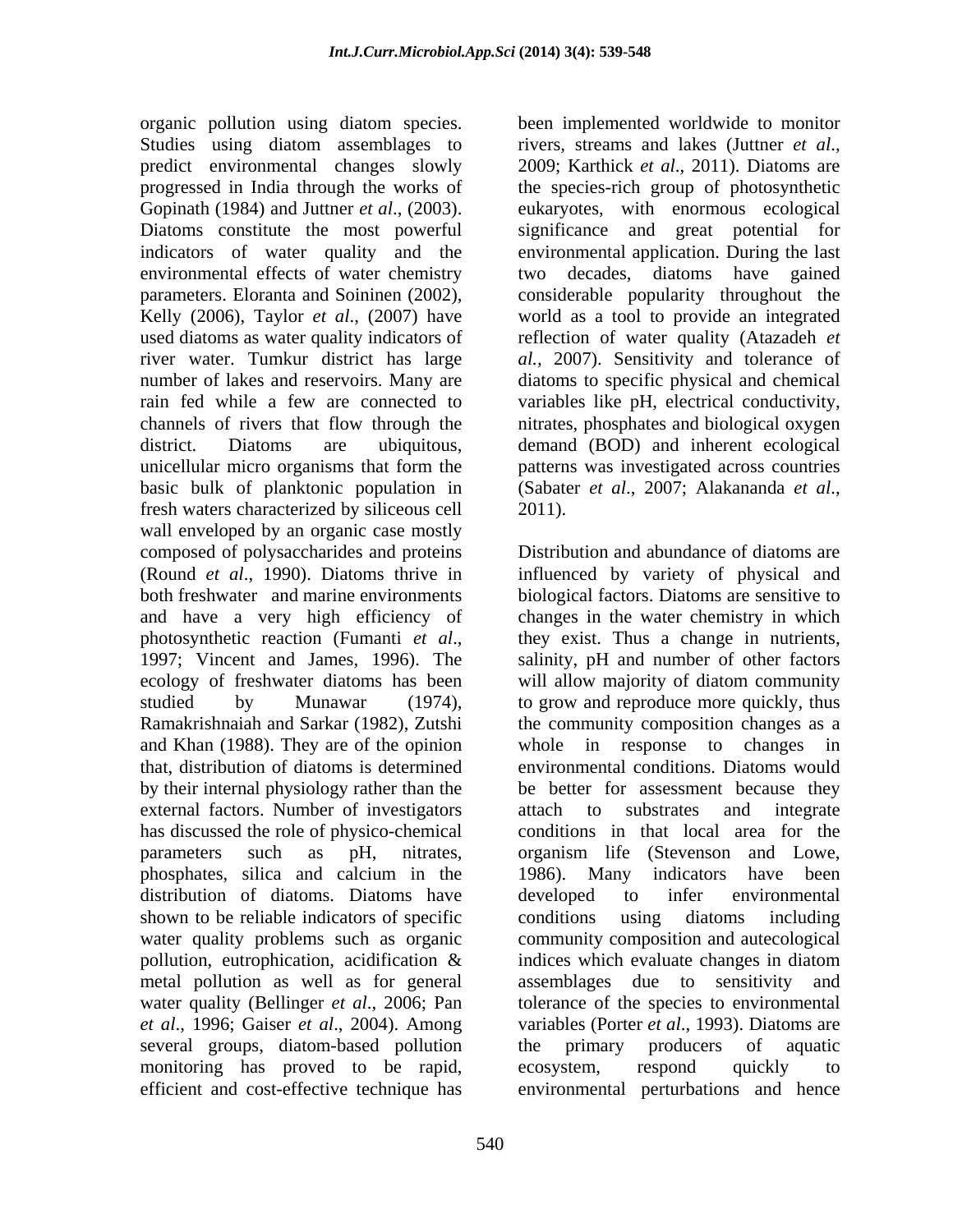organic pollution using diatom species. Studies using diatom assemblages to predict environmental changes slowly progressed in India through the works of Gopinath (1984) and Juttner *et al*., (2003). Diatoms constitute the most powerful indicators of water quality and the environmental effects of water chemistry parameters. Eloranta and Soininen (2002), Kelly (2006), Taylor *et al*., (2007) have used diatoms as water quality indicators of river water. Tumkur district has large number of lakes and reservoirs. Many are rain fed while a few are connected to channels of rivers that flow through the district. Diatoms are ubiquitous, unicellular micro organisms that form the basic bulk of planktonic population in fresh waters characterized by siliceous cell wall enveloped by an organic case mostly composed of polysaccharides and proteins (Round *et al*., 1990). Diatoms thrive in both freshwater and marine environments and have a very high efficiency of photosynthetic reaction (Fumanti *et al*., 1997; Vincent and James, 1996). The ecology of freshwater diatoms has been studied by Munawar (1974), Ramakrishnaiah and Sarkar (1982), Zutshi and Khan (1988). They are of the opinion that, distribution of diatoms is determined by their internal physiology rather than the external factors. Number of investigators has discussed the role of physico-chemical parameters such as pH, nitrates, phosphates, silica and calcium in the distribution of diatoms. Diatoms have shown to be reliable indicators of specific water quality problems such as organic pollution, eutrophication, acidification & metal pollution as well as for general water quality (Bellinger *et al*., 2006; Pan *et al*., 1996; Gaiser *et al*., 2004). Among several groups, diatom-based pollution monitoring has proved to be rapid, efficient and cost-effective technique has been implemented worldwide to monitor rivers, streams and lakes (Juttner *et al*., 2009; Karthick *et al*., 2011). Diatoms are the species-rich group of photosynthetic eukaryotes, with enormous ecological significance and great potential for environmental application. During the last two decades, diatoms have gained considerable popularity throughout the world as a tool to provide an integrated reflection of water quality (Atazadeh *et al.,* 2007). Sensitivity and tolerance of diatoms to specific physical and chemical variables like pH, electrical conductivity, nitrates, phosphates and biological oxygen demand (BOD) and inherent ecological patterns was investigated across countries (Sabater *et al*., 2007; Alakananda *et al*., 2011).

Distribution and abundance of diatoms are influenced by variety of physical and biological factors. Diatoms are sensitive to changes in the water chemistry in which they exist. Thus a change in nutrients, salinity, pH and number of other factors will allow majority of diatom community to grow and reproduce more quickly, thus the community composition changes as a whole in response to changes in environmental conditions. Diatoms would be better for assessment because they attach to substrates and integrate conditions in that local area for the organism life (Stevenson and Lowe, 1986). Many indicators have been developed to infer environmental conditions using diatoms including community composition and autecological indices which evaluate changes in diatom assemblages due to sensitivity and tolerance of the species to environmental variables (Porter *et al*., 1993). Diatoms are the primary producers of aquatic ecosystem, respond quickly to environmental perturbations and hence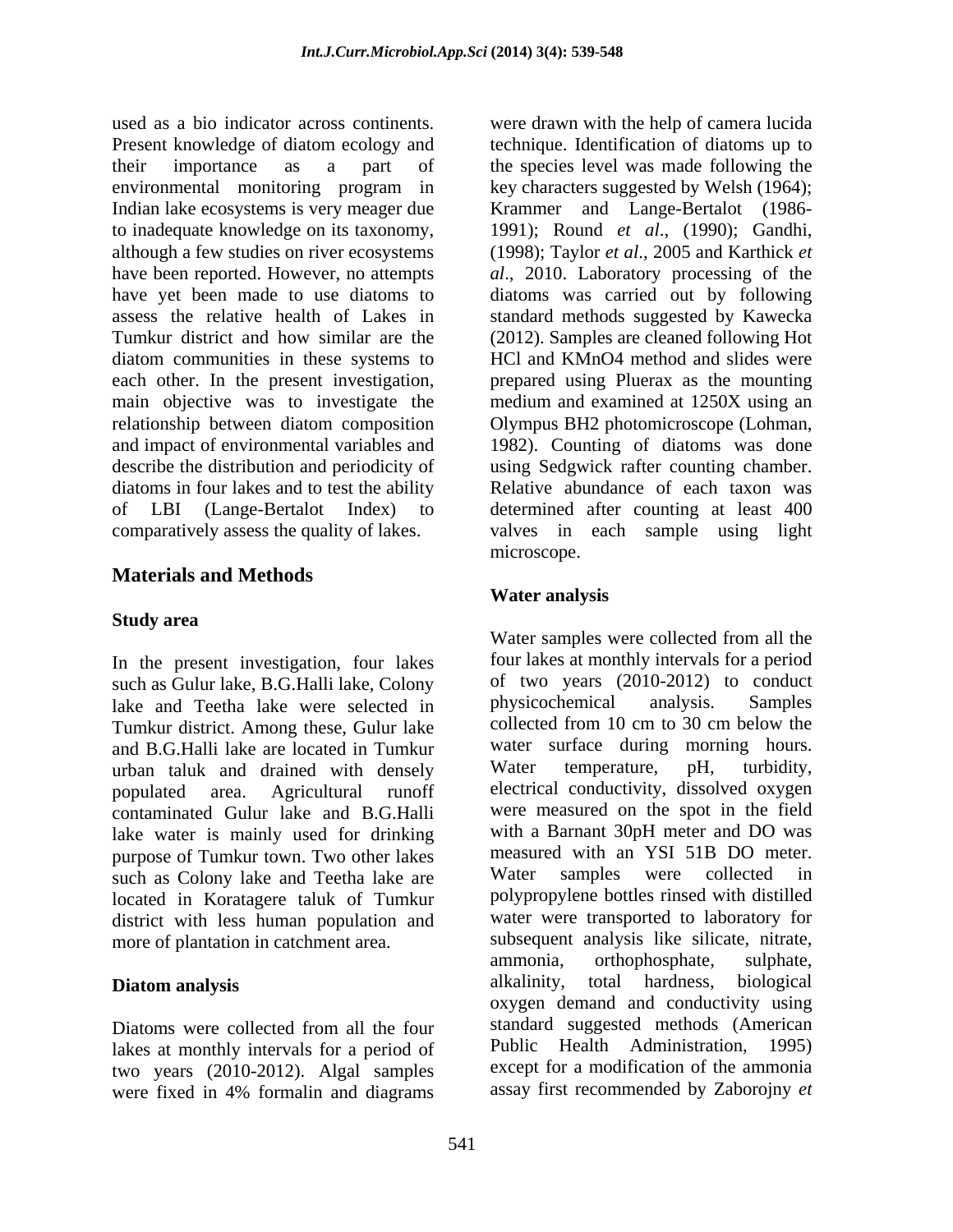used as a bio indicator across continents. Present knowledge of diatom ecology and their importance as a part of environmental monitoring program in Indian lake ecosystems is very meager due to inadequate knowledge on its taxonomy, although a few studies on river ecosystems have been reported. However, no attempts have yet been made to use diatoms to assess the relative health of Lakes in Tumkur district and how similar are the diatom communities in these systems to each other. In the present investigation, main objective was to investigate the relationship between diatom composition and impact of environmental variables and describe the distribution and periodicity of diatoms in four lakes and to test the ability of LBI (Lange-Bertalot Index) to comparatively assess the quality of lakes.

## Materials and Methods

### Study area

In the present investigation, four lakes such as Gulur lake, B.G.Halli lake, Colony lake and Teetha lake were selected in Tumkur district. Among these, Gulur lake and B.G.Halli lake are located in Tumkur urban taluk and drained with densely populated area. Agricultural runoff contaminated Gulur lake and B.G.Halli lake water is mainly used for drinking purpose of Tumkur town. Two other lakes such as Colony lake and Teetha lake are located in Koratagere taluk of Tumkur district with less human population and more of plantation in catchment area.

### Diatom analysis

Diatoms were collected from all the four lakes at monthly intervals for a period of two years (2010-2012). Algal samples were fixed in 4% formalin and diagrams were drawn with the help of camera lucida technique. Identification of diatoms up to the species level was made following the key characters suggested by Welsh (1964); Krammer and Lange-Bertalot (1986-1991); Round *et al*., (1990); Gandhi, (1998); Taylor *et al*., 2005 and Karthick *et al*., 2010. Laboratory processing of the diatoms was carried out by following standard methods suggested by Kawecka (2012). Samples are cleaned following Hot HCl and $KMnO_4$ method and slides were prepared using Pluerax as the mounting medium and examined at 1250X using an Olympus BH2 photomicroscope (Lohman, 1982). Counting of diatoms was done using Sedgwick rafter counting chamber. Relative abundance of each taxon was determined after counting at least 400 valves in each sample using light microscope.

### Water analysis

Water samples were collected from all the four lakes at monthly intervals for a period of two years (2010-2012) to conduct physicochemical analysis. Samples collected from 10 cm to 30 cm below the water surface during morning hours. Water temperature, pH, turbidity, electrical conductivity, dissolved oxygen were measured on the spot in the field with a Barnant 30pH meter and DO was measured with an YSI 51B DO meter. Water samples were collected in polypropylene bottles rinsed with distilled water were transported to laboratory for subsequent analysis like silicate, nitrate, ammonia, orthophosphate, sulphate, alkalinity, total hardness, biological oxygen demand and conductivity using standard suggested methods (American Public Health Administration, 1995) except for a modification of the ammonia assay first recommended by Zaborojny *et*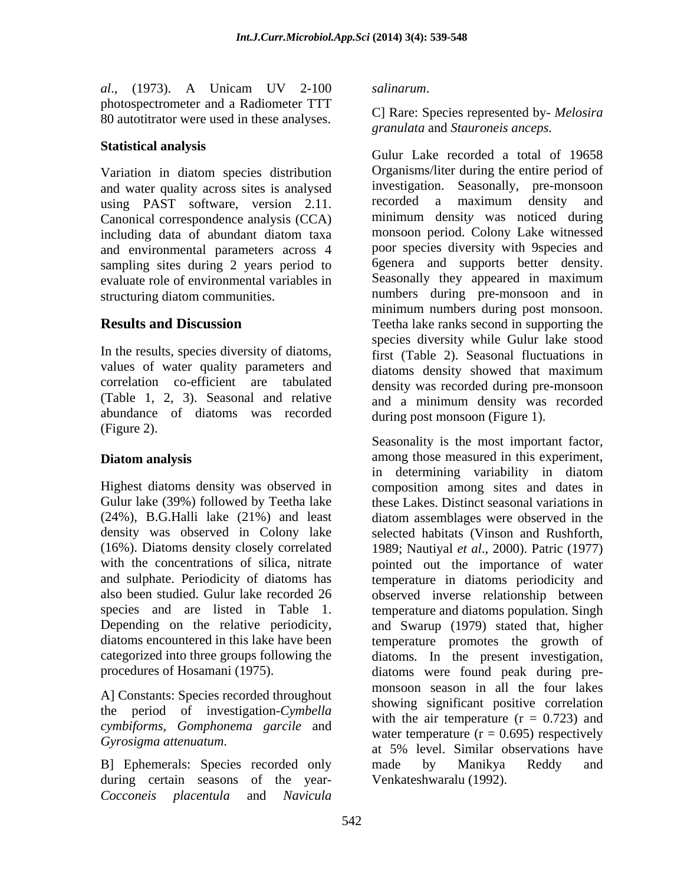*al*., (1973). A Unicam UV 2-100 photospectrometer and a Radiometer TTT 80 autotitrator were used in these analyses.

### Statistical analysis

Variation in diatom species distribution and water quality across sites is analysed using PAST software, version 2.11. Canonical correspondence analysis (CCA) including data of abundant diatom taxa and environmental parameters across 4 sampling sites during 2 years period to evaluate role of environmental variables in structuring diatom communities.

## Results and Discussion

In the results, species diversity of diatoms, values of water quality parameters and correlation co-efficient are tabulated (Table 1, 2, 3). Seasonal and relative abundance of diatoms was recorded (Figure 2).

### Diatom analysis

Highest diatoms density was observed in Gulur lake (39%) followed by Teetha lake (24%), B.G.Halli lake (21%) and least density was observed in Colony lake (16%). Diatoms density closely correlated with the concentrations of silica, nitrate and sulphate. Periodicity of diatoms has also been studied. Gulur lake recorded 26 species and are listed in Table 1. Depending on the relative periodicity, diatoms encountered in this lake have been categorized into three groups following the procedures of Hosamani (1975).

A] Constants: Species recorded throughout the period of investigation-*Cymbella cymbiforms*, *Gomphonema garcile* and *Gyrosigma attenuatum*.

B] Ephemerals: Species recorded only during certain seasons of the year-*Cocconeis placentula* and *Navicula salinarum*.

C] Rare: Species represented by- *Melosira granulata* and *Stauroneis anceps*.

Gulur Lake recorded a total of 19658 Organisms/liter during the entire period of investigation. Seasonally, pre-monsoon recorded a maximum density and minimum density was noticed during monsoon period. Colony Lake witnessed poor species diversity with 9species and 6genera and supports better density. Seasonally they appeared in maximum numbers during pre-monsoon and in minimum numbers during post monsoon. Teetha lake ranks second in supporting the species diversity while Gulur lake stood first (Table 2). Seasonal fluctuations in diatoms density showed that maximum density was recorded during pre-monsoon and a minimum density was recorded during post monsoon (Figure 1).

Seasonality is the most important factor, among those measured in this experiment, in determining variability in diatom composition among sites and dates in these Lakes. Distinct seasonal variations in diatom assemblages were observed in the selected habitats (Vinson and Rushforth, 1989; Nautiyal *et al*., 2000). Patric (1977) pointed out the importance of water temperature in diatoms periodicity and observed inverse relationship between temperature and diatoms population. Singh and Swarup (1979) stated that, higher temperature promotes the growth of diatoms. In the present investigation, diatoms were found peak during pre-monsoon season in all the four lakes showing significant positive correlation with the air temperature ($r = 0.723$) and water temperature ($r = 0.695$) respectively at 5% level. Similar observations have made by Manikya Reddy and Venkateshwaralu (1992).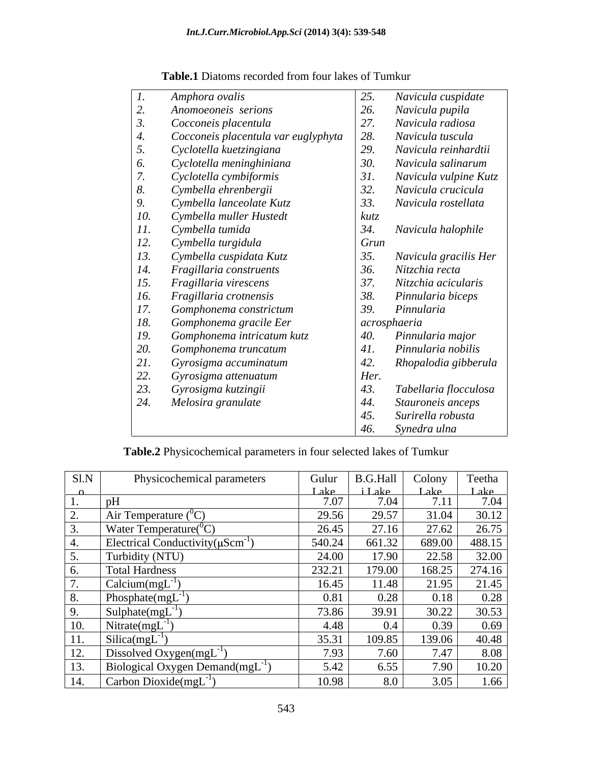**Table.1** Diatoms recorded from four lakes of Tumkur

| | |
|---|---|
| *1. Amphora ovalis* | *25. Navicula cuspidate* |
| *2. Anomoeoneis serions* | *26. Navicula pupila* |
| *3. Cocconeis placentula* | *27. Navicula radiosa* |
| *4. Cocconeis placentula var euglyphyta* | *28. Navicula tuscula* |
| *5. Cyclotella kuetzingiana* | *29. Navicula reinhardtii* |
| *6. Cyclotella meninghiniana* | *30. Navicula salinarum* |
| *7. Cyclotella cymbiformis* | *31. Navicula vulpine Kutz* |
| *8. Cymbella ehrenbergii* | *32. Navicula crucicula* |
| *9. Cymbella lanceolate Kutz* | *33. Navicula rostellata kutz* |
| *10. Cymbella muller Hustedt* | *34. Navicula halophile Grun* |
| *11. Cymbella tumida* | *35. Navicula gracilis Her* |
| *12. Cymbella turgidula* | *36. Nitzchia recta* |
| *13. Cymbella cuspidata Kutz* | *37. Nitzchia acicularis* |
| *14. Fragillaria construents* | *38. Pinnularia biceps* |
| *15. Fragillaria virescens* | *39. Pinnularia acrosphaeria* |
| *16. Fragillaria crotnensis* | *40. Pinnularia major* |
| *17. Gomphonema constrictum* | *41. Pinnularia nobilis* |
| *18. Gomphonema gracile Eer* | *42. Rhopalodia gibberula Her.* |
| *19. Gomphonema intricatum kutz* | *43. Tabellaria flocculosa* |
| *20. Gomphonema truncatum* | *44. Stauroneis anceps* |
| *21. Gyrosigma accuminatum* | *45. Surirella robusta* |
| *22. Gyrosigma attenuatum* | *46. Synedra ulna* |
| *23. Gyrosigma kutzingii* | |
| *24. Melosira granulate* | |

**Table.2** Physicochemical parameters in four selected lakes of Tumkur

| Sl.No. | Physicochemical parameters | Gulur Lake | B.G.Halli Lake | Colony Lake | Teetha Lake |
|---|---|---|---|---|---|
| 1. | pH | 7.07 | 7.04 | 7.11 | 7.04 |
| 2. | Air Temperature ($^0$C) | 29.56 | 29.57 | 31.04 | 30.12 |
| 3. | Water Temperature($^0$C) | 26.45 | 27.16 | 27.62 | 26.75 |
| 4. | Electrical Conductivity($\mu Scm^{-1}$) | 540.24 | 661.32 | 689.00 | 488.15 |
| 5. | Turbidity (NTU) | 24.00 | 17.90 | 22.58 | 32.00 |
| 6. | Total Hardness | 232.21 | 179.00 | 168.25 | 274.16 |
| 7. | Calcium($mgL^{-1}$) | 16.45 | 11.48 | 21.95 | 21.45 |
| 8. | Phosphate($mgL^{-1}$) | 0.81 | 0.28 | 0.18 | 0.28 |
| 9. | Sulphate($mgL^{-1}$) | 73.86 | 39.91 | 30.22 | 30.53 |
| 10. | Nitrate($mgL^{-1}$) | 4.48 | 0.4 | 0.39 | 0.69 |
| 11. | Silica($mgL^{-1}$) | 35.31 | 109.85 | 139.06 | 40.48 |
| 12. | Dissolved Oxygen($mgL^{-1}$) | 7.93 | 7.60 | 7.47 | 8.08 |
| 13. | Biological Oxygen Demand($mgL^{-1}$) | 5.42 | 6.55 | 7.90 | 10.20 |
| 14. | Carbon Dioxide($mgL^{-1}$) | 10.98 | 8.0 | 3.05 | 1.66 |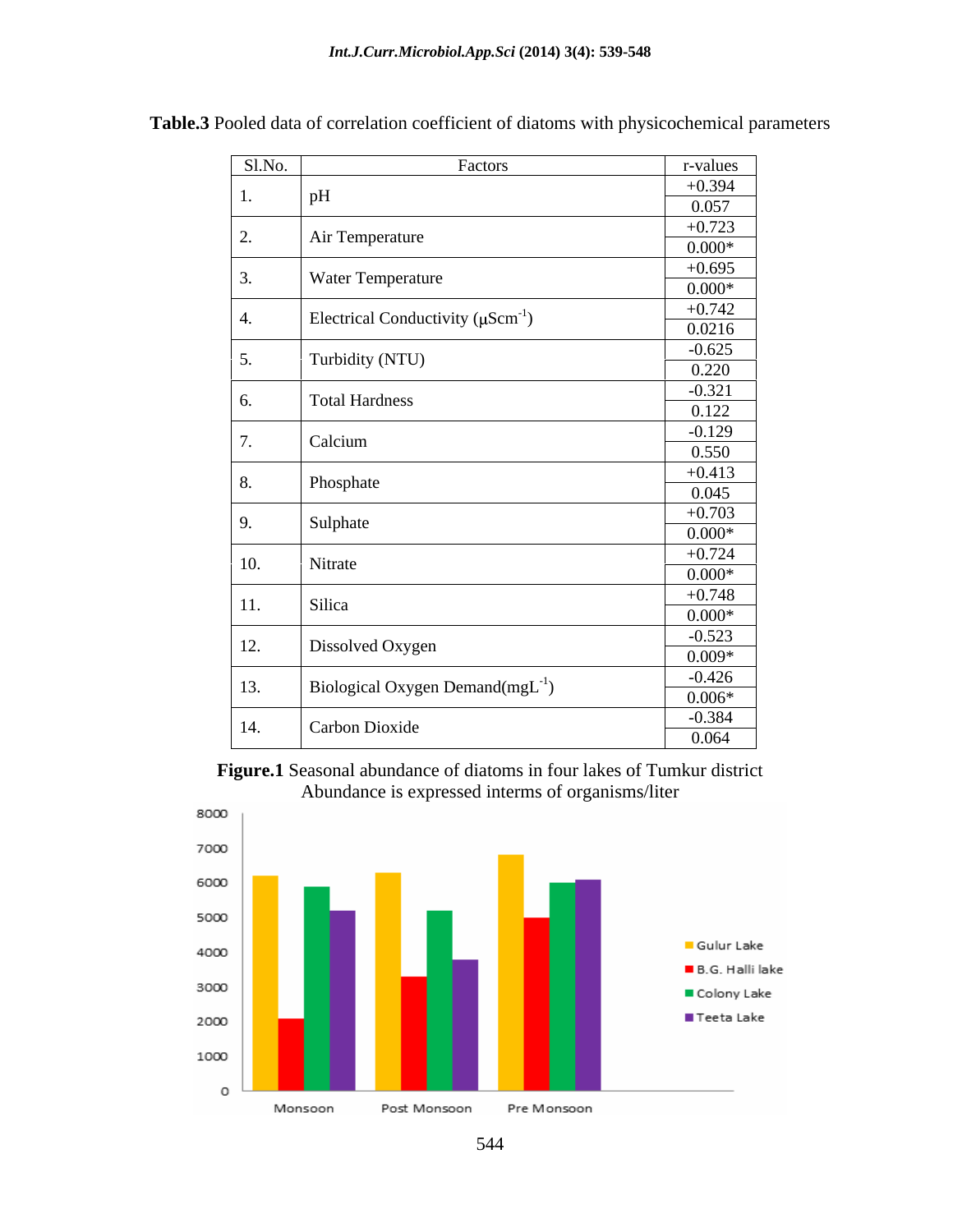**Table.3** Pooled data of correlation coefficient of diatoms with physicochemical parameters

| Sl.No. | Factors | r-values |
|---|---|---|
| 1. | pH | +0.394 |
| | | 0.057 |
| 2. | Air Temperature | +0.723 |
| | | 0.000* |
| 3. | Water Temperature | +0.695 |
| | | 0.000* |
| 4. | Electrical Conductivity ($\mu Scm^{-1}$) | +0.742 |
| | | 0.0216 |
| 5. | Turbidity (NTU) | -0.625 |
| | | 0.220 |
| 6. | Total Hardness | -0.321 |
| | | 0.122 |
| 7. | Calcium | -0.129 |
| | | 0.550 |
| 8. | Phosphate | +0.413 |
| | | 0.045 |
| 9. | Sulphate | +0.703 |
| | | 0.000* |
| 10. | Nitrate | +0.724 |
| | | 0.000* |
| 11. | Silica | +0.748 |
| | | 0.000* |
| 12. | Dissolved Oxygen | -0.523 |
| | | 0.009* |
| 13. | Biological Oxygen Demand($mgL^{-1}$) | -0.426 |
| | | 0.006* |
| 14. | Carbon Dioxide | -0.384 |
| | | 0.064 |

**Figure.1** Seasonal abundance of diatoms in four lakes of Tumkur district
Abundance is expressed interms of organisms/liter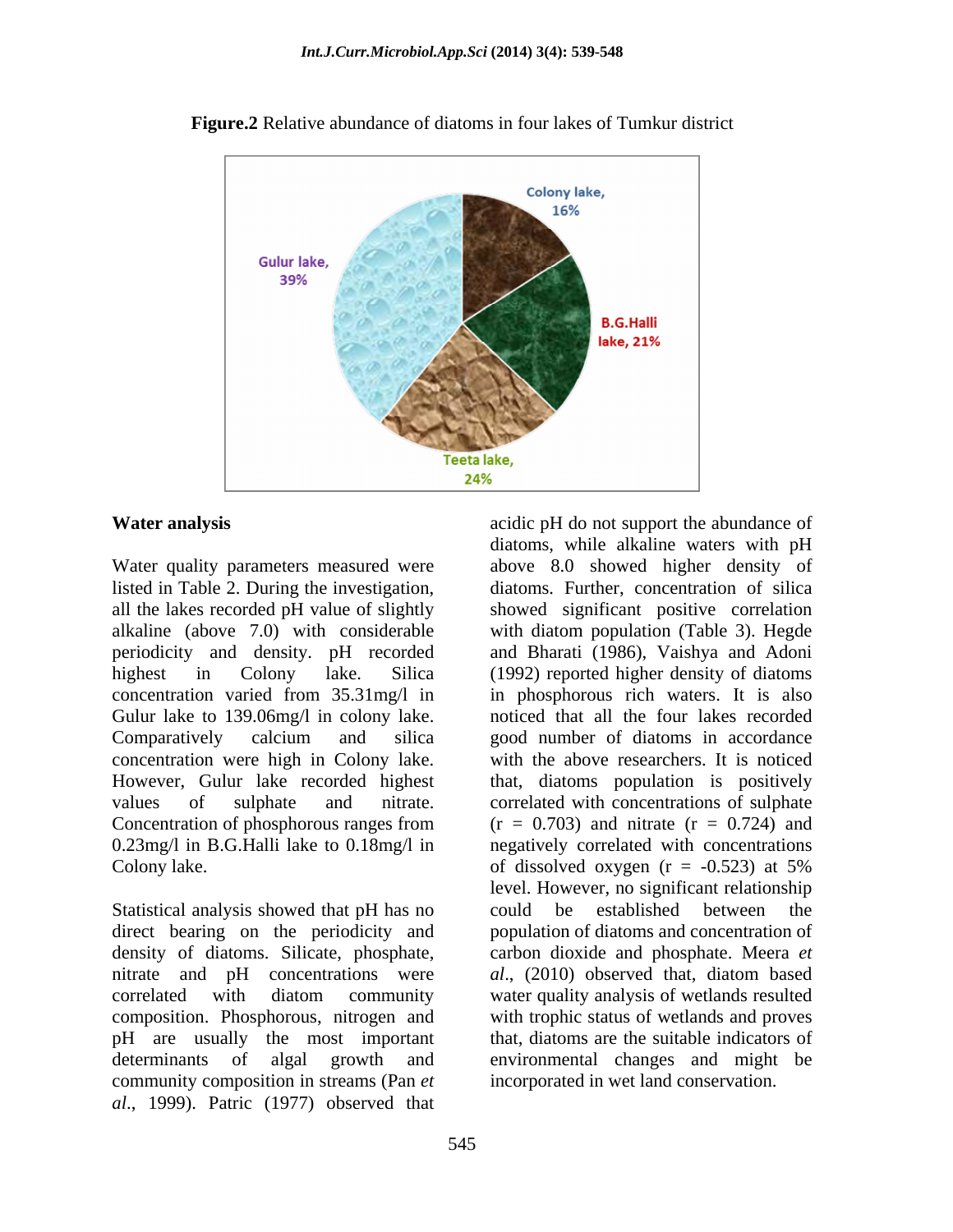**Figure.2** Relative abundance of diatoms in four lakes of Tumkur district

## Water analysis

Water quality parameters measured were listed in Table 2. During the investigation, all the lakes recorded pH value of slightly alkaline (above 7.0) with considerable periodicity and density. pH recorded highest in Colony lake. Silica concentration varied from 35.31mg/l in Gulur lake to 139.06mg/l in colony lake. Comparatively calcium and silica concentration were high in Colony lake. However, Gulur lake recorded highest values of sulphate and nitrate. Concentration of phosphorous ranges from 0.23mg/l in B.G.Halli lake to 0.18mg/l in Colony lake.

Statistical analysis showed that pH has no direct bearing on the periodicity and density of diatoms. Silicate, phosphate, nitrate and pH concentrations were correlated with diatom community composition. Phosphorous, nitrogen and pH are usually the most important determinants of algal growth and community composition in streams (Pan *et al*., 1999). Patric (1977) observed that acidic pH do not support the abundance of diatoms, while alkaline waters with pH above 8.0 showed higher density of diatoms. Further, concentration of silica showed significant positive correlation with diatom population (Table 3). Hegde and Bharati (1986), Vaishya and Adoni (1992) reported higher density of diatoms in phosphorous rich waters. It is also noticed that all the four lakes recorded good number of diatoms in accordance with the above researchers. It is noticed that, diatoms population is positively correlated with concentrations of sulphate ($r = 0.703$) and nitrate ($r = 0.724$) and negatively correlated with concentrations of dissolved oxygen ($r = -0.523$) at 5% level. However, no significant relationship could be established between the population of diatoms and concentration of carbon dioxide and phosphate. Meera *et al*., (2010) observed that, diatom based water quality analysis of wetlands resulted with trophic status of wetlands and proves that, diatoms are the suitable indicators of environmental changes and might be incorporated in wet land conservation.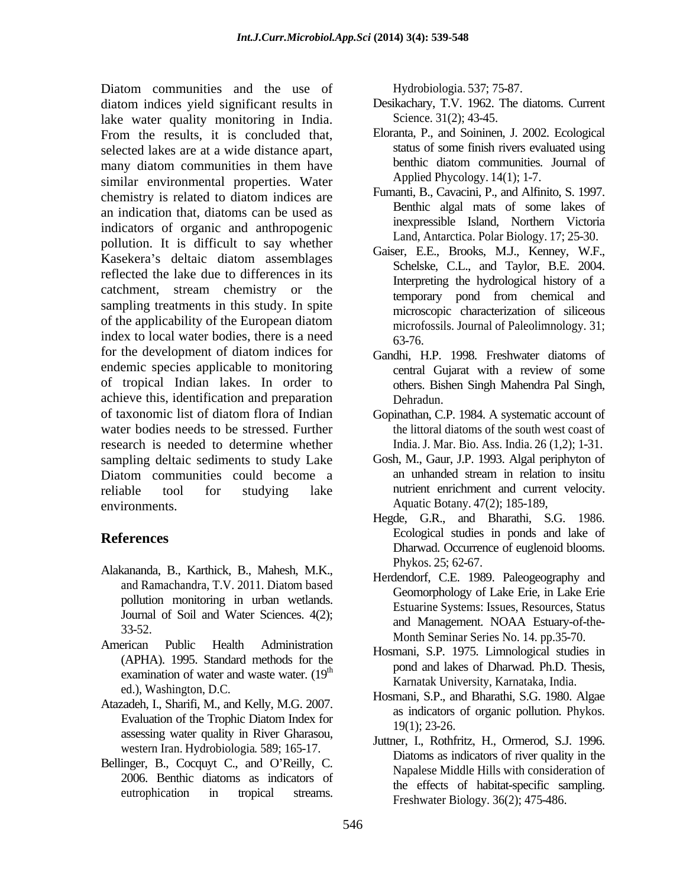Diatom communities and the use of diatom indices yield significant results in lake water quality monitoring in India. From the results, it is concluded that, selected lakes are at a wide distance apart, many diatom communities in them have similar environmental properties. Water chemistry is related to diatom indices are an indication that, diatoms can be used as indicators of organic and anthropogenic pollution. It is difficult to say whether Kasekera's deltaic diatom assemblages reflected the lake due to differences in its catchment, stream chemistry or the sampling treatments in this study. In spite of the applicability of the European diatom index to local water bodies, there is a need for the development of diatom indices for endemic species applicable to monitoring of tropical Indian lakes. In order to achieve this, identification and preparation of taxonomic list of diatom flora of Indian water bodies needs to be stressed. Further research is needed to determine whether sampling deltaic sediments to study Lake Diatom communities could become a reliable tool for studying lake environments.

## References

Alakananda, B., Karthick, B., Mahesh, M.K., and Ramachandra, T.V. 2011. Diatom based pollution monitoring in urban wetlands. Journal of Soil and Water Sciences. 4(2); 33-52.

American Public Health Administration (APHA). 1995. Standard methods for the examination of water and waste water. (19th ed.), Washington, D.C.

Atazadeh, I., Sharifi, M., and Kelly, M.G. 2007. Evaluation of the Trophic Diatom Index for assessing water quality in River Gharasou, western Iran. Hydrobiologia. 589; 165-17.

Bellinger, B., Cocquyt C., and O'Reilly, C. 2006. Benthic diatoms as indicators of eutrophication in tropical streams. Hydrobiologia. 537; 75-87.

Desikachary, T.V. 1962. The diatoms. Current Science. 31(2); 43-45.

Eloranta, P., and Soininen, J. 2002. Ecological status of some finish rivers evaluated using benthic diatom communities. Journal of Applied Phycology. 14(1); 1-7.

Fumanti, B., Cavacini, P., and Alfinito, S. 1997. Benthic algal mats of some lakes of inexpressible Island, Northern Victoria Land, Antarctica. Polar Biology. 17; 25-30.

Gaiser, E.E., Brooks, M.J., Kenney, W.F., Schelske, C.L., and Taylor, B.E. 2004. Interpreting the hydrological history of a temporary pond from chemical and microscopic characterization of siliceous microfossils. Journal of Paleolimnology. 31; 63-76.

Gandhi, H.P. 1998. Freshwater diatoms of central Gujarat with a review of some others. Bishen Singh Mahendra Pal Singh, Dehradun.

Gopinathan, C.P. 1984. A systematic account of the littoral diatoms of the south west coast of India. J. Mar. Bio. Ass. India. 26 (1,2); 1-31.

Gosh, M., Gaur, J.P. 1993. Algal periphyton of an unhanded stream in relation to insitu nutrient enrichment and current velocity. Aquatic Botany. 47(2); 185-189,

Hegde, G.R., and Bharathi, S.G. 1986. Ecological studies in ponds and lake of Dharwad. Occurrence of euglenoid blooms. Phykos. 25; 62-67.

Herdendorf, C.E. 1989. Paleogeography and Geomorphology of Lake Erie, in Lake Erie Estuarine Systems: Issues, Resources, Status and Management. NOAA Estuary-of-the-Month Seminar Series No. 14. pp.35-70.

Hosmani, S.P. 1975. Limnological studies in pond and lakes of Dharwad. Ph.D. Thesis, Karnatak University, Karnataka, India.

Hosmani, S.P., and Bharathi, S.G. 1980. Algae as indicators of organic pollution. Phykos. 19(1); 23-26.

Juttner, I., Rothfritz, H., Ormerod, S.J. 1996. Diatoms as indicators of river quality in the Napalese Middle Hills with consideration of the effects of habitat-specific sampling. Freshwater Biology. 36(2); 475-486.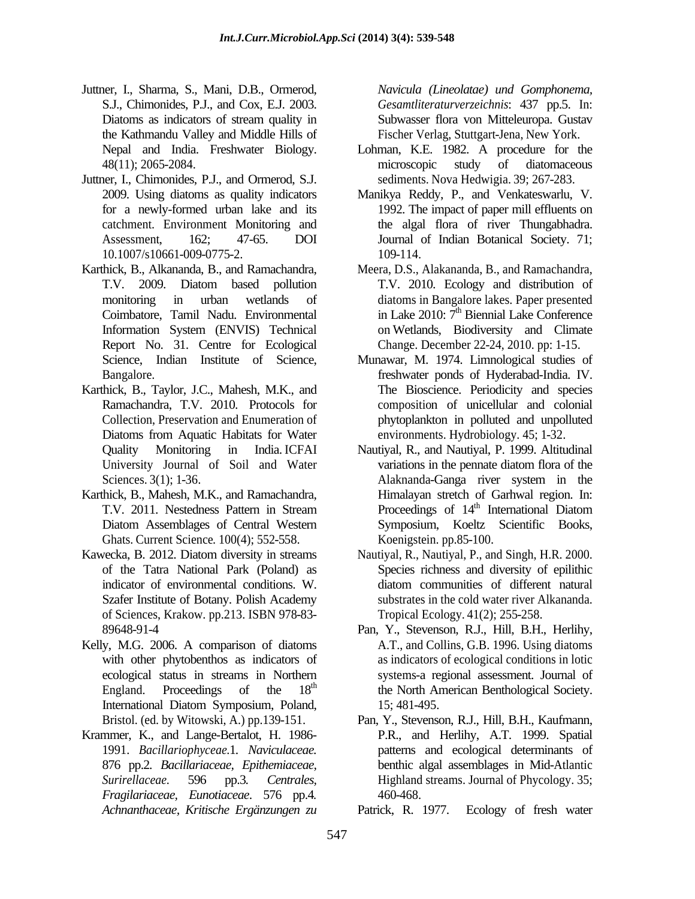Juttner, I., Sharma, S., Mani, D.B., Ormerod, S.J., Chimonides, P.J., and Cox, E.J. 2003. Diatoms as indicators of stream quality in the Kathmandu Valley and Middle Hills of Nepal and India. Freshwater Biology. 48(11); 2065-2084.

Juttner, I., Chimonides, P.J., and Ormerod, S.J. 2009. Using diatoms as quality indicators for a newly-formed urban lake and its catchment. Environment Monitoring and Assessment, 162; 47-65. DOI 10.1007/s10661-009-0775-2.

Karthick, B., Alkananda, B., and Ramachandra, T.V. 2009. Diatom based pollution monitoring in urban wetlands of Coimbatore, Tamil Nadu. Environmental Information System (ENVIS) Technical Report No. 31. Centre for Ecological Science, Indian Institute of Science, Bangalore.

Karthick, B., Taylor, J.C., Mahesh, M.K., and Ramachandra, T.V. 2010. Protocols for Collection, Preservation and Enumeration of Diatoms from Aquatic Habitats for Water Quality Monitoring in India. ICFAI University Journal of Soil and Water Sciences. 3(1); 1-36.

Karthick, B., Mahesh, M.K., and Ramachandra, T.V. 2011. Nestedness Pattern in Stream Diatom Assemblages of Central Western Ghats. Current Science. 100(4); 552-558.

Kawecka, B. 2012. Diatom diversity in streams of the Tatra National Park (Poland) as indicator of environmental conditions. W. Szafer Institute of Botany. Polish Academy of Sciences, Krakow. pp.213. ISBN 978-83-89648-91-4

Kelly, M.G. 2006. A comparison of diatoms with other phytobenthos as indicators of ecological status in streams in Northern England. Proceedings of the 18th International Diatom Symposium, Poland, Bristol. (ed. by Witowski, A.) pp.139-151.

Krammer, K., and Lange-Bertalot, H. 1986-1991. *Bacillariophyceae.*1. *Naviculaceae.* 876 pp.2. *Bacillariaceae, Epithemiaceae, Surirellaceae.* 596 pp.3. *Centrales, Fragilariaceae, Eunotiaceae.* 576 pp.4. *Achnanthaceae, Kritische Ergänzungen zu Navicula (Lineolatae) und Gomphonema, Gesamtliteraturverzeichnis*: 437 pp.5. In: Subwasser flora von Mitteleuropa. Gustav Fischer Verlag, Stuttgart-Jena, New York.

Lohman, K.E. 1982. A procedure for the microscopic study of diatomaceous sediments. Nova Hedwigia. 39; 267-283.

Manikya Reddy, P., and Venkateswarlu, V. 1992. The impact of paper mill effluents on the algal flora of river Thungabhadra. Journal of Indian Botanical Society. 71; 109-114.

Meera, D.S., Alakananda, B., and Ramachandra, T.V. 2010. Ecology and distribution of diatoms in Bangalore lakes. Paper presented in Lake 2010: 7th Biennial Lake Conference on Wetlands, Biodiversity and Climate Change. December 22-24, 2010. pp: 1-15.

Munawar, M. 1974. Limnological studies of freshwater ponds of Hyderabad-India. IV. The Bioscience. Periodicity and species composition of unicellular and colonial phytoplankton in polluted and unpolluted environments. Hydrobiology. 45; 1-32.

Nautiyal, R., and Nautiyal, P. 1999. Altitudinal variations in the pennate diatom flora of the Alaknanda-Ganga river system in the Himalayan stretch of Garhwal region. In: Proceedings of 14th International Diatom Symposium, Koeltz Scientific Books, Koenigstein. pp.85-100.

Nautiyal, R., Nautiyal, P., and Singh, H.R. 2000. Species richness and diversity of epilithic diatom communities of different natural substrates in the cold water river Alkananda. Tropical Ecology. 41(2); 255-258.

Pan, Y., Stevenson, R.J., Hill, B.H., Herlihy, A.T., and Collins, G.B. 1996. Using diatoms as indicators of ecological conditions in lotic systems-a regional assessment. Journal of the North American Benthological Society. 15; 481-495.

Pan, Y., Stevenson, R.J., Hill, B.H., Kaufmann, P.R., and Herlihy, A.T. 1999. Spatial patterns and ecological determinants of benthic algal assemblages in Mid-Atlantic Highland streams. Journal of Phycology. 35; 460-468.

Patrick, R. 1977. Ecology of fresh water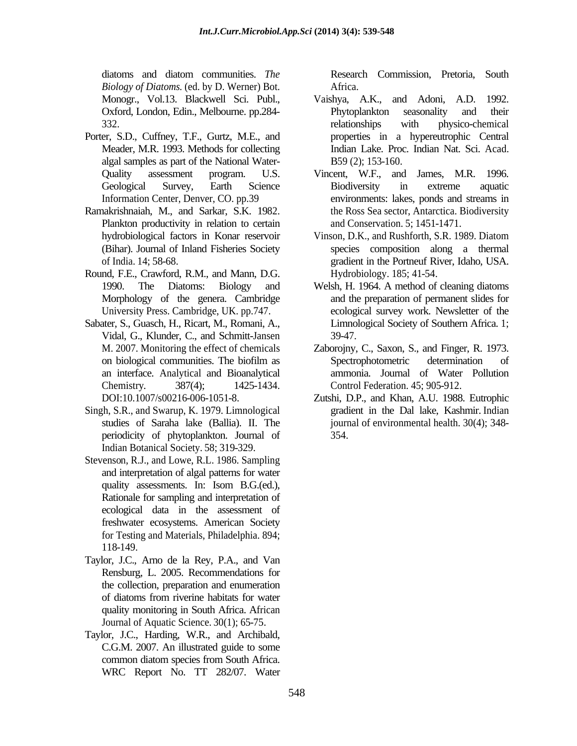diatoms and diatom communities. *The Biology of Diatoms*. (ed. by D. Werner) Bot. Monogr., Vol.13. Blackwell Sci. Publ., Oxford, London, Edin., Melbourne. pp.284-332.

Porter, S.D., Cuffney, T.F., Gurtz, M.E., and Meader, M.R. 1993. Methods for collecting algal samples as part of the National Water-Quality assessment program. U.S. Geological Survey, Earth Science Information Center, Denver, CO. pp.39

Ramakrishnaiah, M., and Sarkar, S.K. 1982. Plankton productivity in relation to certain hydrobiological factors in Konar reservoir (Bihar). Journal of Inland Fisheries Society of India. 14; 58-68.

Round, F.E., Crawford, R.M., and Mann, D.G. 1990. The Diatoms: Biology and Morphology of the genera. Cambridge University Press. Cambridge, UK. pp.747.

Sabater, S., Guasch, H., Ricart, M., Romani, A., Vidal, G., Klunder, C., and Schmitt-Jansen M. 2007. Monitoring the effect of chemicals on biological communities. The biofilm as an interface. Analytical and Bioanalytical Chemistry. 387(4); 1425-1434. DOI:10.1007/s00216-006-1051-8.

Singh, S.R., and Swarup, K. 1979. Limnological studies of Saraha lake (Ballia). II. The periodicity of phytoplankton. Journal of Indian Botanical Society. 58; 319-329.

Stevenson, R.J., and Lowe, R.L. 1986. Sampling and interpretation of algal patterns for water quality assessments. In: Isom B.G.(ed.), Rationale for sampling and interpretation of ecological data in the assessment of freshwater ecosystems. American Society for Testing and Materials, Philadelphia. 894; 118-149.

Taylor, J.C., Arno de la Rey, P.A., and Van Rensburg, L. 2005. Recommendations for the collection, preparation and enumeration of diatoms from riverine habitats for water quality monitoring in South Africa. African Journal of Aquatic Science. 30(1); 65-75.

Taylor, J.C., Harding, W.R., and Archibald, C.G.M. 2007. An illustrated guide to some common diatom species from South Africa. WRC Report No. TT 282/07. Water Research Commission, Pretoria, South Africa.

Vaishya, A.K., and Adoni, A.D. 1992. Phytoplankton seasonality and their relationships with physico-chemical properties in a hypereutrophic Central Indian Lake. Proc. Indian Nat. Sci. Acad. B59 (2); 153-160.

Vincent, W.F., and James, M.R. 1996. Biodiversity in extreme aquatic environments: lakes, ponds and streams in the Ross Sea sector, Antarctica. Biodiversity and Conservation. 5; 1451-1471.

Vinson, D.K., and Rushforth, S.R. 1989. Diatom species composition along a thermal gradient in the Portneuf River, Idaho, USA. Hydrobiology. 185; 41-54.

Welsh, H. 1964. A method of cleaning diatoms and the preparation of permanent slides for ecological survey work. Newsletter of the Limnological Society of Southern Africa. 1; 39-47.

Zaborojny, C., Saxon, S., and Finger, R. 1973. Spectrophotometric determination of ammonia. Journal of Water Pollution Control Federation. 45; 905-912.

Zutshi, D.P., and Khan, A.U. 1988. Eutrophic gradient in the Dal lake, Kashmir. Indian journal of environmental health. 30(4); 348-354.